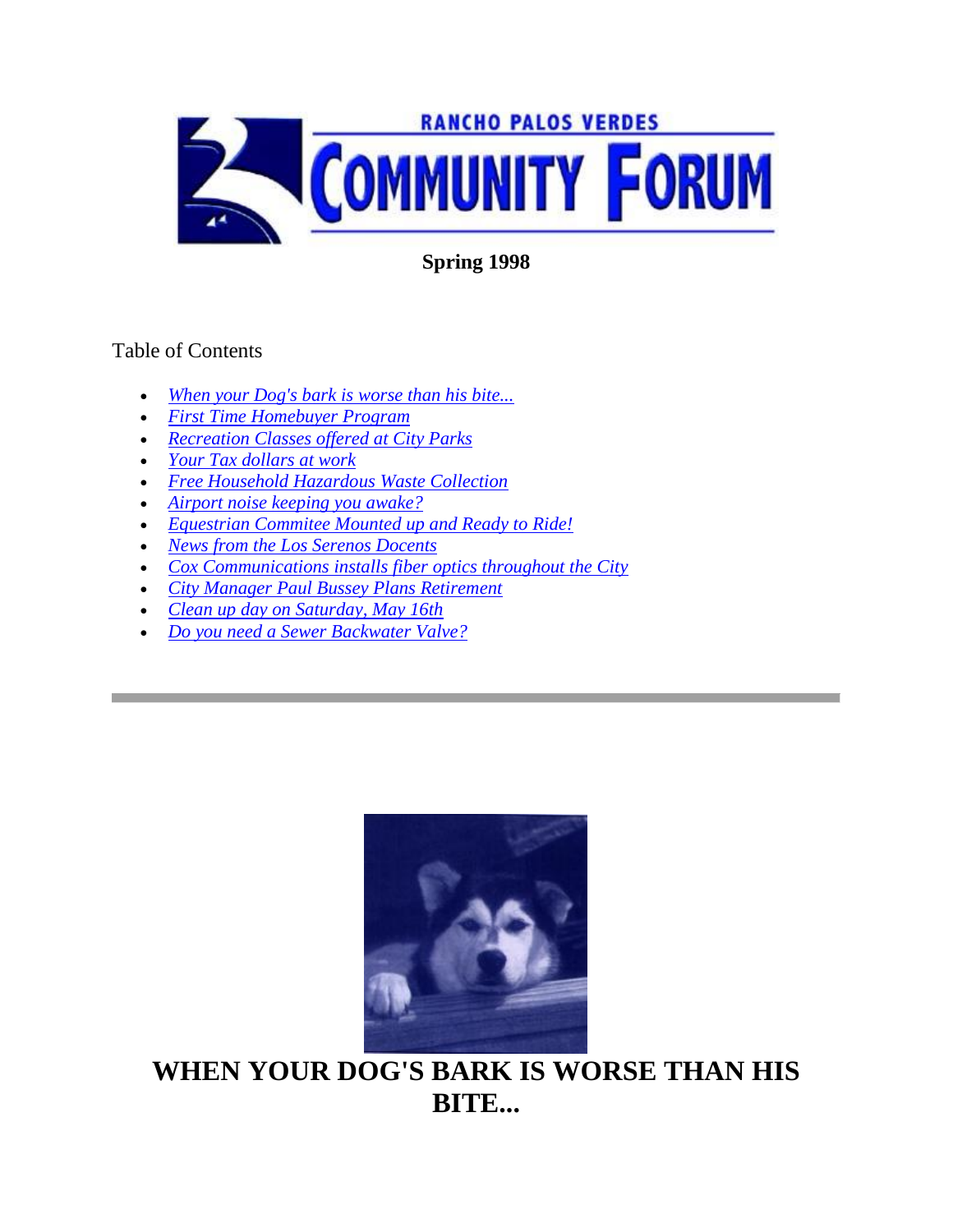# RANCHO PALOS VERDES COMMUNITY FORUM

**Spring 1998**

Table of Contents

- *When your Dog's bark is worse than his bite...*
- *First Time Homebuyer Program*
- *Recreation Classes offered at City Parks*
- *Your Tax dollars at work*
- *Free Household Hazardous Waste Collection*
- *Airport noise keeping you awake?*
- *Equestrian Commitee Mounted up and Ready to Ride!*
- *News from the Los Serenos Docents*
- *Cox Communications installs fiber optics throughout the City*
- *City Manager Paul Bussey Plans Retirement*
- *Clean up day on Saturday, May 16th*
- *Do you need a Sewer Backwater Valve?*

---

## WHEN YOUR DOG'S BARK IS WORSE THAN HIS BITE...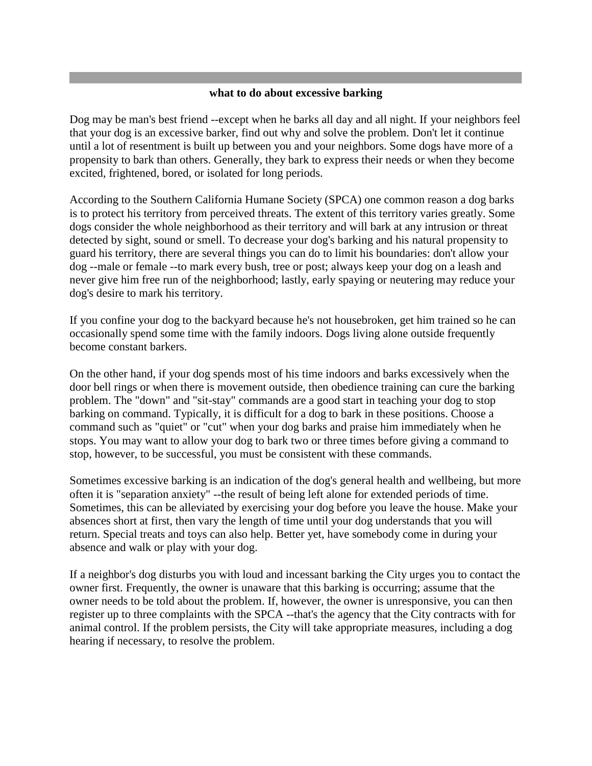## what to do about excessive barking

Dog may be man's best friend --except when he barks all day and all night. If your neighbors feel that your dog is an excessive barker, find out why and solve the problem. Don't let it continue until a lot of resentment is built up between you and your neighbors. Some dogs have more of a propensity to bark than others. Generally, they bark to express their needs or when they become excited, frightened, bored, or isolated for long periods.

According to the Southern California Humane Society (SPCA) one common reason a dog barks is to protect his territory from perceived threats. The extent of this territory varies greatly. Some dogs consider the whole neighborhood as their territory and will bark at any intrusion or threat detected by sight, sound or smell. To decrease your dog's barking and his natural propensity to guard his territory, there are several things you can do to limit his boundaries: don't allow your dog --male or female --to mark every bush, tree or post; always keep your dog on a leash and never give him free run of the neighborhood; lastly, early spaying or neutering may reduce your dog's desire to mark his territory.

If you confine your dog to the backyard because he's not housebroken, get him trained so he can occasionally spend some time with the family indoors. Dogs living alone outside frequently become constant barkers.

On the other hand, if your dog spends most of his time indoors and barks excessively when the door bell rings or when there is movement outside, then obedience training can cure the barking problem. The "down" and "sit-stay" commands are a good start in teaching your dog to stop barking on command. Typically, it is difficult for a dog to bark in these positions. Choose a command such as "quiet" or "cut" when your dog barks and praise him immediately when he stops. You may want to allow your dog to bark two or three times before giving a command to stop, however, to be successful, you must be consistent with these commands.

Sometimes excessive barking is an indication of the dog's general health and wellbeing, but more often it is "separation anxiety" --the result of being left alone for extended periods of time. Sometimes, this can be alleviated by exercising your dog before you leave the house. Make your absences short at first, then vary the length of time until your dog understands that you will return. Special treats and toys can also help. Better yet, have somebody come in during your absence and walk or play with your dog.

If a neighbor's dog disturbs you with loud and incessant barking the City urges you to contact the owner first. Frequently, the owner is unaware that this barking is occurring; assume that the owner needs to be told about the problem. If, however, the owner is unresponsive, you can then register up to three complaints with the SPCA --that's the agency that the City contracts with for animal control. If the problem persists, the City will take appropriate measures, including a dog hearing if necessary, to resolve the problem.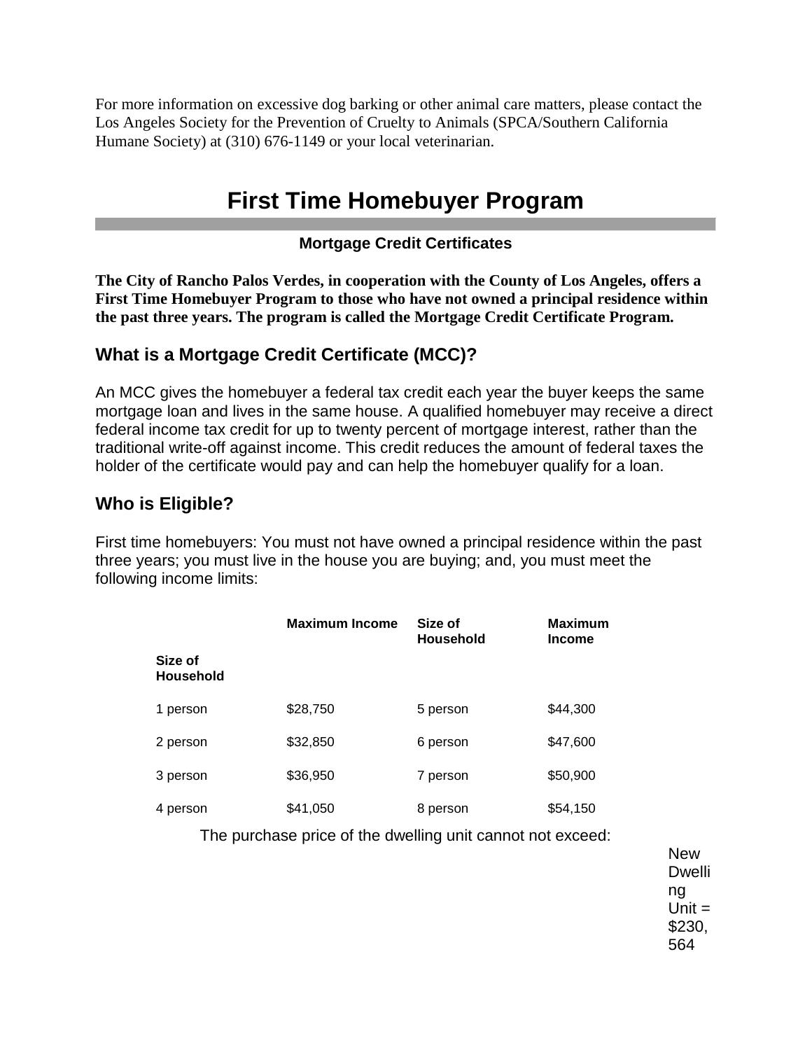For more information on excessive dog barking or other animal care matters, please contact the Los Angeles Society for the Prevention of Cruelty to Animals (SPCA/Southern California Humane Society) at (310) 676-1149 or your local veterinarian.

# First Time Homebuyer Program

### Mortgage Credit Certificates

**The City of Rancho Palos Verdes, in cooperation with the County of Los Angeles, offers a First Time Homebuyer Program to those who have not owned a principal residence within the past three years. The program is called the Mortgage Credit Certificate Program.**

## What is a Mortgage Credit Certificate (MCC)?

An MCC gives the homebuyer a federal tax credit each year the buyer keeps the same mortgage loan and lives in the same house. A qualified homebuyer may receive a direct federal income tax credit for up to twenty percent of mortgage interest, rather than the traditional write-off against income. This credit reduces the amount of federal taxes the holder of the certificate would pay and can help the homebuyer qualify for a loan.

## Who is Eligible?

First time homebuyers: You must not have owned a principal residence within the past three years; you must live in the house you are buying; and, you must meet the following income limits:

| Size of Household | Maximum Income | Size of Household | Maximum Income |
|---|---|---|---|
| 1 person | $28,750 | 5 person | $44,300 |
| 2 person | $32,850 | 6 person | $47,600 |
| 3 person | $36,950 | 7 person | $50,900 |
| 4 person | $41,050 | 8 person | $54,150 |

The purchase price of the dwelling unit cannot not exceed:

New Dwelling Unit = $230,564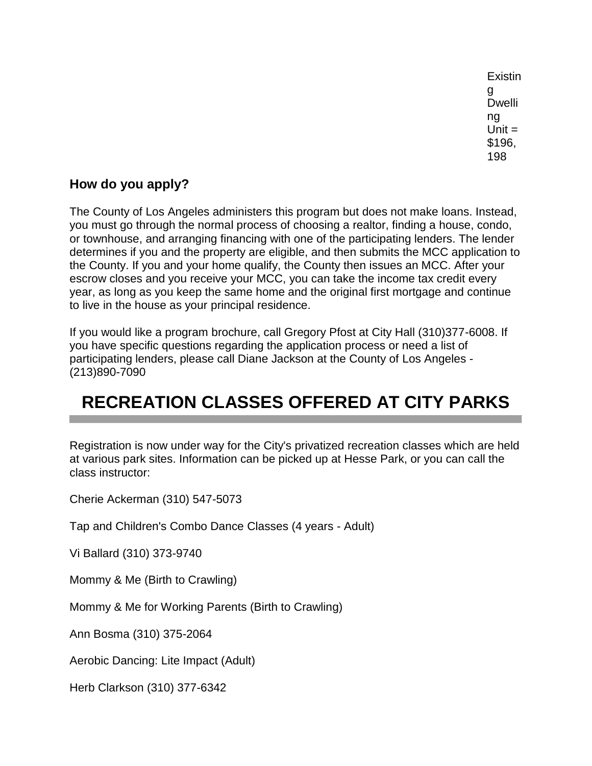Existing Dwelling Unit = $196,198

### How do you apply?

The County of Los Angeles administers this program but does not make loans. Instead, you must go through the normal process of choosing a realtor, finding a house, condo, or townhouse, and arranging financing with one of the participating lenders. The lender determines if you and the property are eligible, and then submits the MCC application to the County. If you and your home qualify, the County then issues an MCC. After your escrow closes and you receive your MCC, you can take the income tax credit every year, as long as you keep the same home and the original first mortgage and continue to live in the house as your principal residence.

If you would like a program brochure, call Gregory Pfost at City Hall (310)377-6008. If you have specific questions regarding the application process or need a list of participating lenders, please call Diane Jackson at the County of Los Angeles - (213)890-7090

## RECREATION CLASSES OFFERED AT CITY PARKS

Registration is now under way for the City's privatized recreation classes which are held at various park sites. Information can be picked up at Hesse Park, or you can call the class instructor:

Cherie Ackerman (310) 547-5073

Tap and Children's Combo Dance Classes (4 years - Adult)

Vi Ballard (310) 373-9740

Mommy & Me (Birth to Crawling)

Mommy & Me for Working Parents (Birth to Crawling)

Ann Bosma (310) 375-2064

Aerobic Dancing: Lite Impact (Adult)

Herb Clarkson (310) 377-6342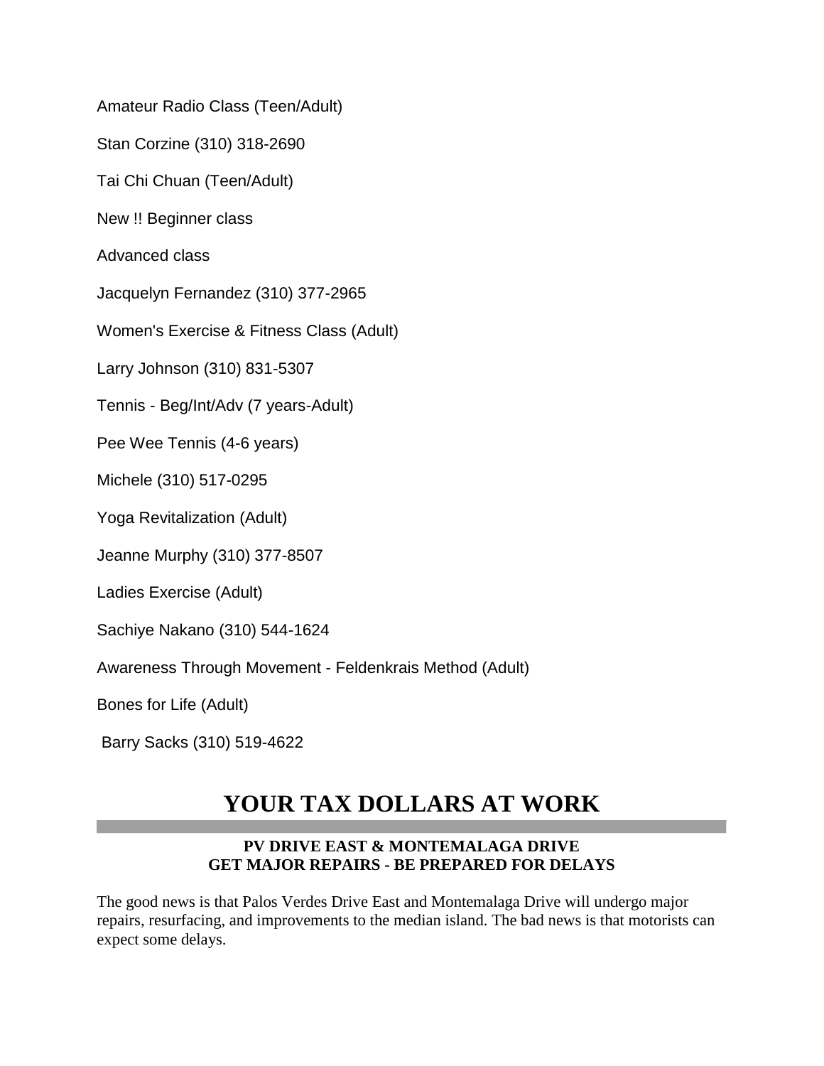Amateur Radio Class (Teen/Adult)

Stan Corzine (310) 318-2690

Tai Chi Chuan (Teen/Adult)

New !! Beginner class

Advanced class

Jacquelyn Fernandez (310) 377-2965

Women's Exercise & Fitness Class (Adult)

Larry Johnson (310) 831-5307

Tennis - Beg/Int/Adv (7 years-Adult)

Pee Wee Tennis (4-6 years)

Michele (310) 517-0295

Yoga Revitalization (Adult)

Jeanne Murphy (310) 377-8507

Ladies Exercise (Adult)

Sachiye Nakano (310) 544-1624

Awareness Through Movement - Feldenkrais Method (Adult)

Bones for Life (Adult)

Barry Sacks (310) 519-4622

# YOUR TAX DOLLARS AT WORK

---

**PV DRIVE EAST & MONTEMALAGA DRIVE**
**GET MAJOR REPAIRS - BE PREPARED FOR DELAYS**

The good news is that Palos Verdes Drive East and Montemalaga Drive will undergo major repairs, resurfacing, and improvements to the median island. The bad news is that motorists can expect some delays.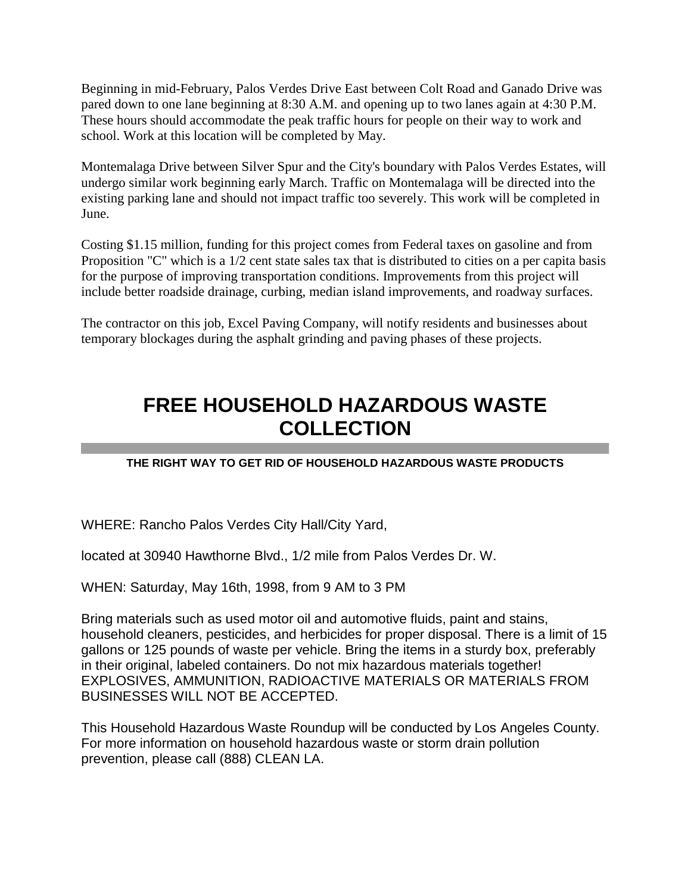Beginning in mid-February, Palos Verdes Drive East between Colt Road and Ganado Drive was pared down to one lane beginning at 8:30 A.M. and opening up to two lanes again at 4:30 P.M. These hours should accommodate the peak traffic hours for people on their way to work and school. Work at this location will be completed by May.

Montemalaga Drive between Silver Spur and the City's boundary with Palos Verdes Estates, will undergo similar work beginning early March. Traffic on Montemalaga will be directed into the existing parking lane and should not impact traffic too severely. This work will be completed in June.

Costing $1.15 million, funding for this project comes from Federal taxes on gasoline and from Proposition "C" which is a 1/2 cent state sales tax that is distributed to cities on a per capita basis for the purpose of improving transportation conditions. Improvements from this project will include better roadside drainage, curbing, median island improvements, and roadway surfaces.

The contractor on this job, Excel Paving Company, will notify residents and businesses about temporary blockages during the asphalt grinding and paving phases of these projects.

# FREE HOUSEHOLD HAZARDOUS WASTE COLLECTION

**THE RIGHT WAY TO GET RID OF HOUSEHOLD HAZARDOUS WASTE PRODUCTS**

WHERE: Rancho Palos Verdes City Hall/City Yard,

located at 30940 Hawthorne Blvd., 1/2 mile from Palos Verdes Dr. W.

WHEN: Saturday, May 16th, 1998, from 9 AM to 3 PM

Bring materials such as used motor oil and automotive fluids, paint and stains, household cleaners, pesticides, and herbicides for proper disposal. There is a limit of 15 gallons or 125 pounds of waste per vehicle. Bring the items in a sturdy box, preferably in their original, labeled containers. Do not mix hazardous materials together! EXPLOSIVES, AMMUNITION, RADIOACTIVE MATERIALS OR MATERIALS FROM BUSINESSES WILL NOT BE ACCEPTED.

This Household Hazardous Waste Roundup will be conducted by Los Angeles County. For more information on household hazardous waste or storm drain pollution prevention, please call (888) CLEAN LA.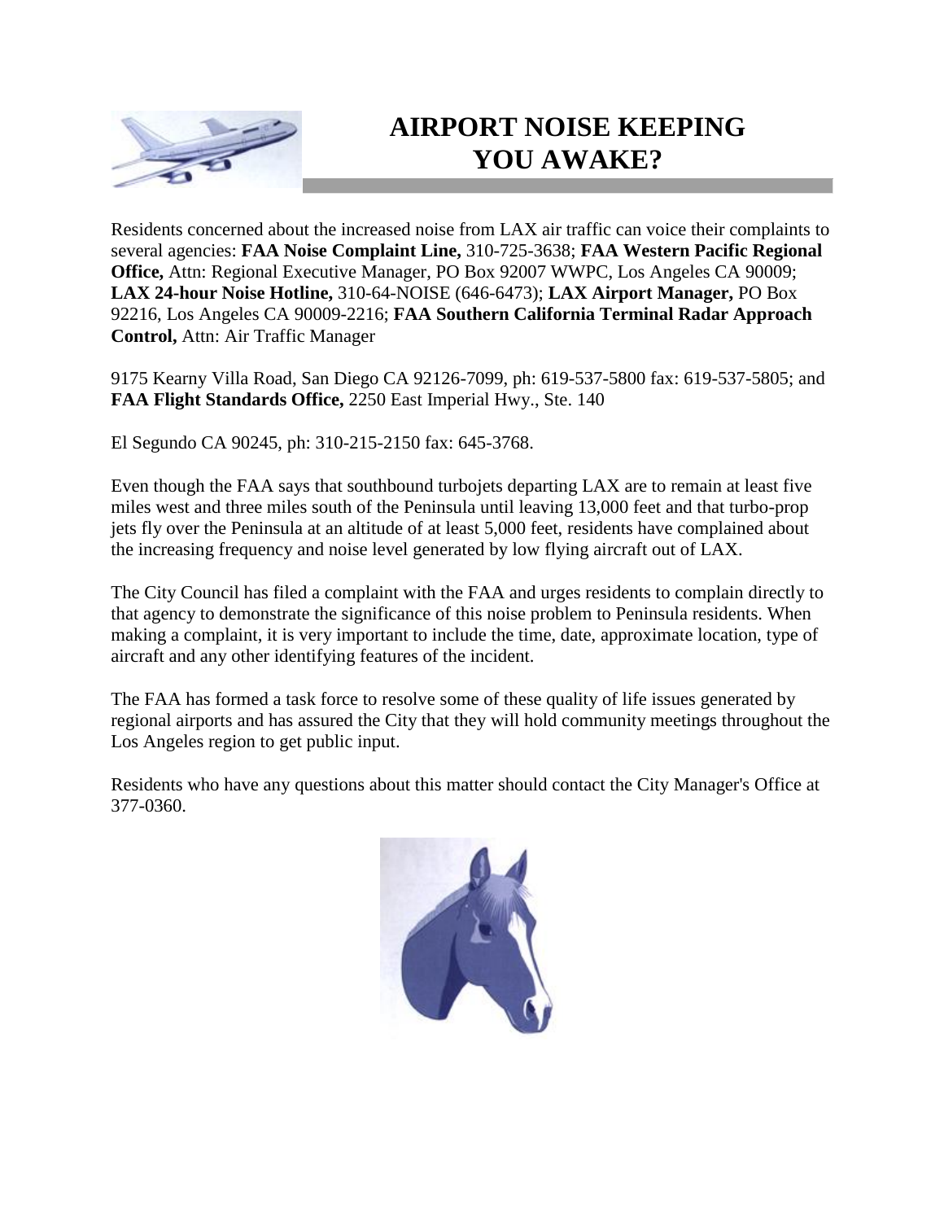# AIRPORT NOISE KEEPING YOU AWAKE?

Residents concerned about the increased noise from LAX air traffic can voice their complaints to several agencies: **FAA Noise Complaint Line,** 310-725-3638; **FAA Western Pacific Regional Office,** Attn: Regional Executive Manager, PO Box 92007 WWPC, Los Angeles CA 90009; **LAX 24-hour Noise Hotline,** 310-64-NOISE (646-6473); **LAX Airport Manager,** PO Box 92216, Los Angeles CA 90009-2216; **FAA Southern California Terminal Radar Approach Control,** Attn: Air Traffic Manager

9175 Kearny Villa Road, San Diego CA 92126-7099, ph: 619-537-5800 fax: 619-537-5805; and **FAA Flight Standards Office,** 2250 East Imperial Hwy., Ste. 140

El Segundo CA 90245, ph: 310-215-2150 fax: 645-3768.

Even though the FAA says that southbound turbojets departing LAX are to remain at least five miles west and three miles south of the Peninsula until leaving 13,000 feet and that turbo-prop jets fly over the Peninsula at an altitude of at least 5,000 feet, residents have complained about the increasing frequency and noise level generated by low flying aircraft out of LAX.

The City Council has filed a complaint with the FAA and urges residents to complain directly to that agency to demonstrate the significance of this noise problem to Peninsula residents. When making a complaint, it is very important to include the time, date, approximate location, type of aircraft and any other identifying features of the incident.

The FAA has formed a task force to resolve some of these quality of life issues generated by regional airports and has assured the City that they will hold community meetings throughout the Los Angeles region to get public input.

Residents who have any questions about this matter should contact the City Manager's Office at 377-0360.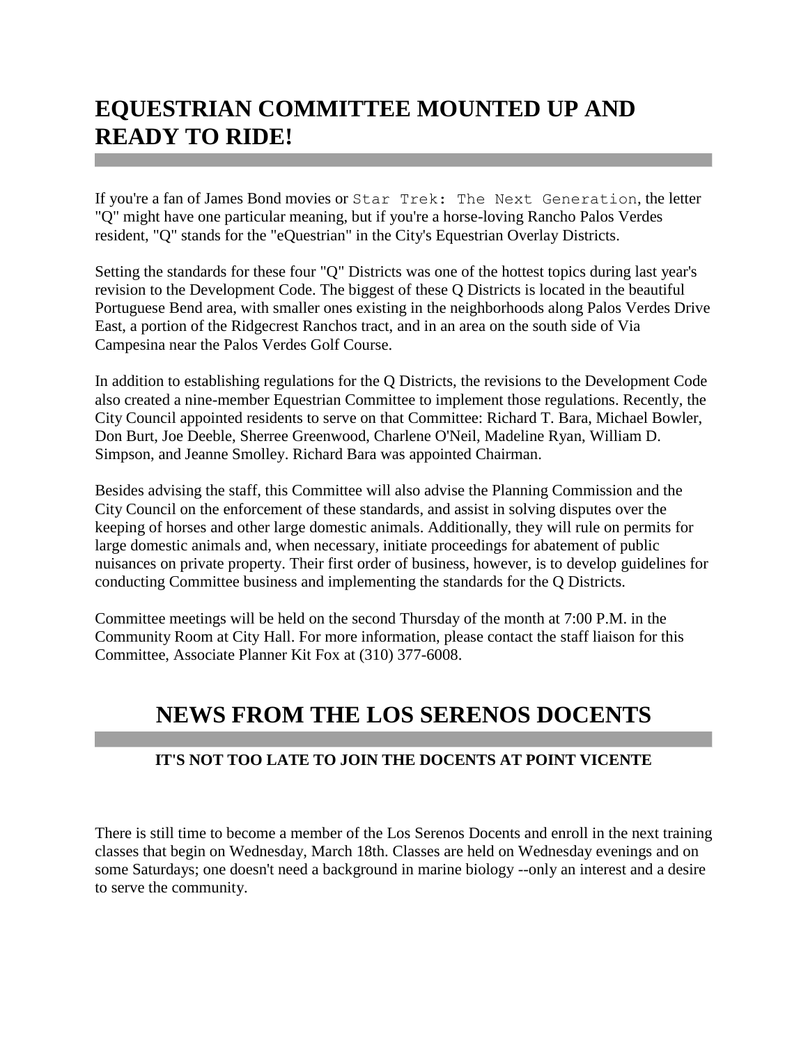# EQUESTRIAN COMMITTEE MOUNTED UP AND READY TO RIDE!

If you're a fan of James Bond movies or `Star Trek: The Next Generation`, the letter "Q" might have one particular meaning, but if you're a horse-loving Rancho Palos Verdes resident, "Q" stands for the "eQuestrian" in the City's Equestrian Overlay Districts.

Setting the standards for these four "Q" Districts was one of the hottest topics during last year's revision to the Development Code. The biggest of these Q Districts is located in the beautiful Portuguese Bend area, with smaller ones existing in the neighborhoods along Palos Verdes Drive East, a portion of the Ridgecrest Ranchos tract, and in an area on the south side of Via Campesina near the Palos Verdes Golf Course.

In addition to establishing regulations for the Q Districts, the revisions to the Development Code also created a nine-member Equestrian Committee to implement those regulations. Recently, the City Council appointed residents to serve on that Committee: Richard T. Bara, Michael Bowler, Don Burt, Joe Deeble, Sherree Greenwood, Charlene O'Neil, Madeline Ryan, William D. Simpson, and Jeanne Smolley. Richard Bara was appointed Chairman.

Besides advising the staff, this Committee will also advise the Planning Commission and the City Council on the enforcement of these standards, and assist in solving disputes over the keeping of horses and other large domestic animals. Additionally, they will rule on permits for large domestic animals and, when necessary, initiate proceedings for abatement of public nuisances on private property. Their first order of business, however, is to develop guidelines for conducting Committee business and implementing the standards for the Q Districts.

Committee meetings will be held on the second Thursday of the month at 7:00 P.M. in the Community Room at City Hall. For more information, please contact the staff liaison for this Committee, Associate Planner Kit Fox at (310) 377-6008.

# NEWS FROM THE LOS SERENOS DOCENTS

### IT'S NOT TOO LATE TO JOIN THE DOCENTS AT POINT VICENTE

There is still time to become a member of the Los Serenos Docents and enroll in the next training classes that begin on Wednesday, March 18th. Classes are held on Wednesday evenings and on some Saturdays; one doesn't need a background in marine biology --only an interest and a desire to serve the community.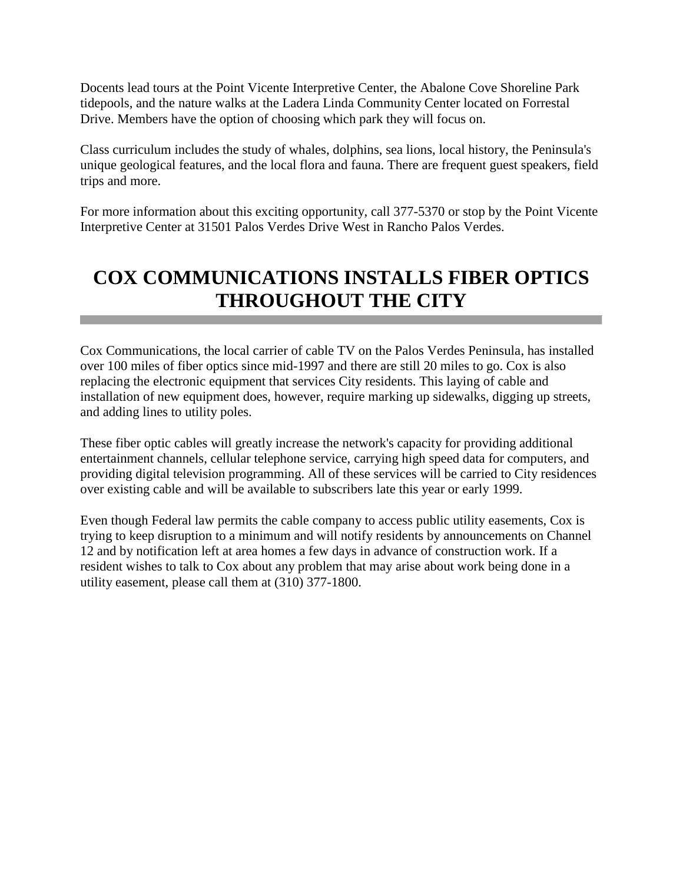Docents lead tours at the Point Vicente Interpretive Center, the Abalone Cove Shoreline Park tidepools, and the nature walks at the Ladera Linda Community Center located on Forrestal Drive. Members have the option of choosing which park they will focus on.

Class curriculum includes the study of whales, dolphins, sea lions, local history, the Peninsula's unique geological features, and the local flora and fauna. There are frequent guest speakers, field trips and more.

For more information about this exciting opportunity, call 377-5370 or stop by the Point Vicente Interpretive Center at 31501 Palos Verdes Drive West in Rancho Palos Verdes.

# COX COMMUNICATIONS INSTALLS FIBER OPTICS THROUGHOUT THE CITY

Cox Communications, the local carrier of cable TV on the Palos Verdes Peninsula, has installed over 100 miles of fiber optics since mid-1997 and there are still 20 miles to go. Cox is also replacing the electronic equipment that services City residents. This laying of cable and installation of new equipment does, however, require marking up sidewalks, digging up streets, and adding lines to utility poles.

These fiber optic cables will greatly increase the network's capacity for providing additional entertainment channels, cellular telephone service, carrying high speed data for computers, and providing digital television programming. All of these services will be carried to City residences over existing cable and will be available to subscribers late this year or early 1999.

Even though Federal law permits the cable company to access public utility easements, Cox is trying to keep disruption to a minimum and will notify residents by announcements on Channel 12 and by notification left at area homes a few days in advance of construction work. If a resident wishes to talk to Cox about any problem that may arise about work being done in a utility easement, please call them at (310) 377-1800.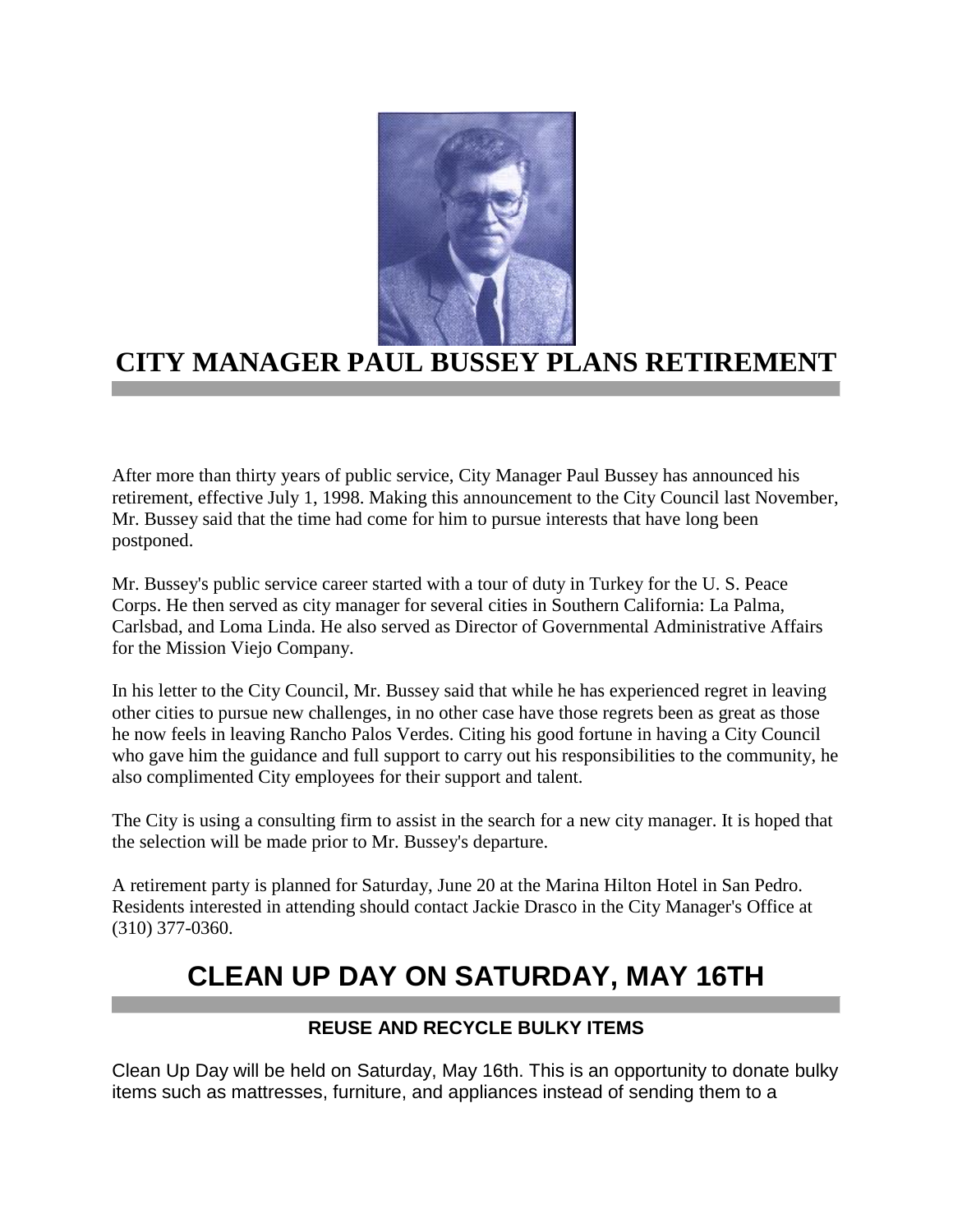# CITY MANAGER PAUL BUSSEY PLANS RETIREMENT

After more than thirty years of public service, City Manager Paul Bussey has announced his retirement, effective July 1, 1998. Making this announcement to the City Council last November, Mr. Bussey said that the time had come for him to pursue interests that have long been postponed.

Mr. Bussey's public service career started with a tour of duty in Turkey for the U. S. Peace Corps. He then served as city manager for several cities in Southern California: La Palma, Carlsbad, and Loma Linda. He also served as Director of Governmental Administrative Affairs for the Mission Viejo Company.

In his letter to the City Council, Mr. Bussey said that while he has experienced regret in leaving other cities to pursue new challenges, in no other case have those regrets been as great as those he now feels in leaving Rancho Palos Verdes. Citing his good fortune in having a City Council who gave him the guidance and full support to carry out his responsibilities to the community, he also complimented City employees for their support and talent.

The City is using a consulting firm to assist in the search for a new city manager. It is hoped that the selection will be made prior to Mr. Bussey's departure.

A retirement party is planned for Saturday, June 20 at the Marina Hilton Hotel in San Pedro. Residents interested in attending should contact Jackie Drasco in the City Manager's Office at (310) 377-0360.

# CLEAN UP DAY ON SATURDAY, MAY 16TH

### REUSE AND RECYCLE BULKY ITEMS

Clean Up Day will be held on Saturday, May 16th. This is an opportunity to donate bulky items such as mattresses, furniture, and appliances instead of sending them to a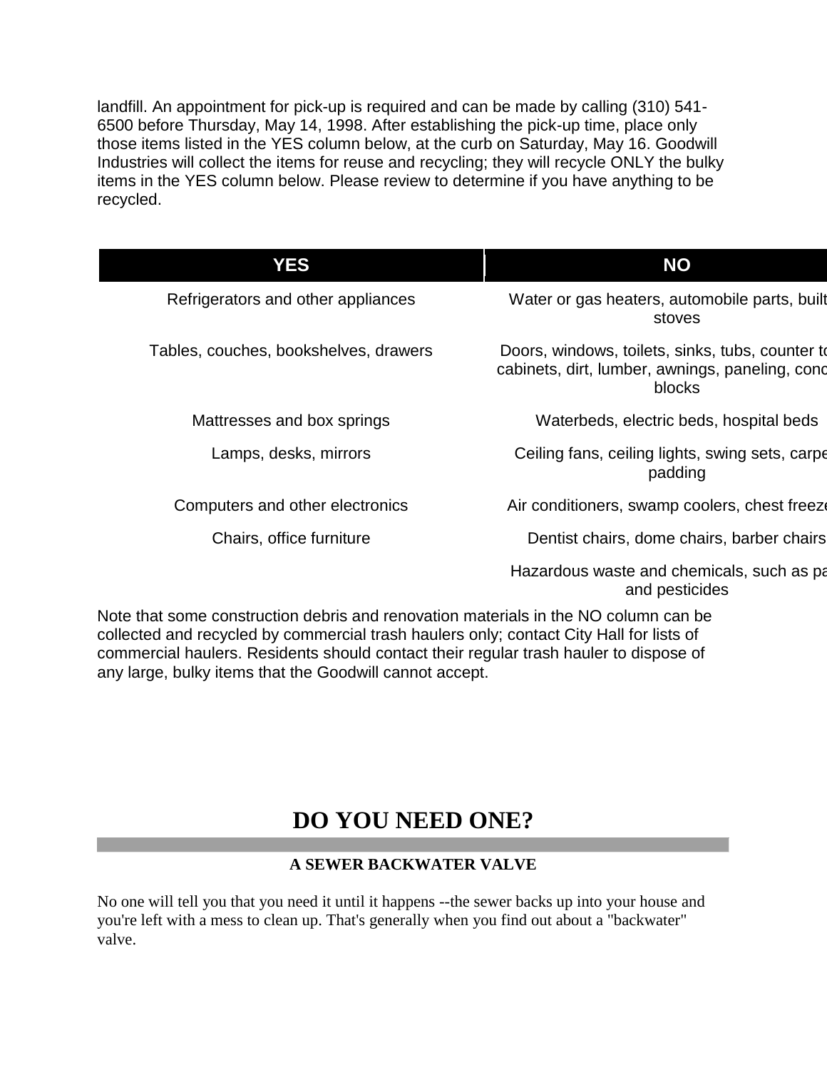landfill. An appointment for pick-up is required and can be made by calling (310) 541-6500 before Thursday, May 14, 1998. After establishing the pick-up time, place only those items listed in the YES column below, at the curb on Saturday, May 16. Goodwill Industries will collect the items for reuse and recycling; they will recycle ONLY the bulky items in the YES column below. Please review to determine if you have anything to be recycled.

| YES | NO |
| --- | --- |
| Refrigerators and other appliances | Water or gas heaters, automobile parts, built stoves |
| Tables, couches, bookshelves, drawers | Doors, windows, toilets, sinks, tubs, counter to cabinets, dirt, lumber, awnings, paneling, conc blocks |
| Mattresses and box springs | Waterbeds, electric beds, hospital beds |
| Lamps, desks, mirrors | Ceiling fans, ceiling lights, swing sets, carpe padding |
| Computers and other electronics | Air conditioners, swamp coolers, chest freeze |
| Chairs, office furniture | Dentist chairs, dome chairs, barber chairs |
| | Hazardous waste and chemicals, such as pa and pesticides |

Note that some construction debris and renovation materials in the NO column can be collected and recycled by commercial trash haulers only; contact City Hall for lists of commercial haulers. Residents should contact their regular trash hauler to dispose of any large, bulky items that the Goodwill cannot accept.

# DO YOU NEED ONE?

### A SEWER BACKWATER VALVE

No one will tell you that you need it until it happens --the sewer backs up into your house and you're left with a mess to clean up. That's generally when you find out about a "backwater" valve.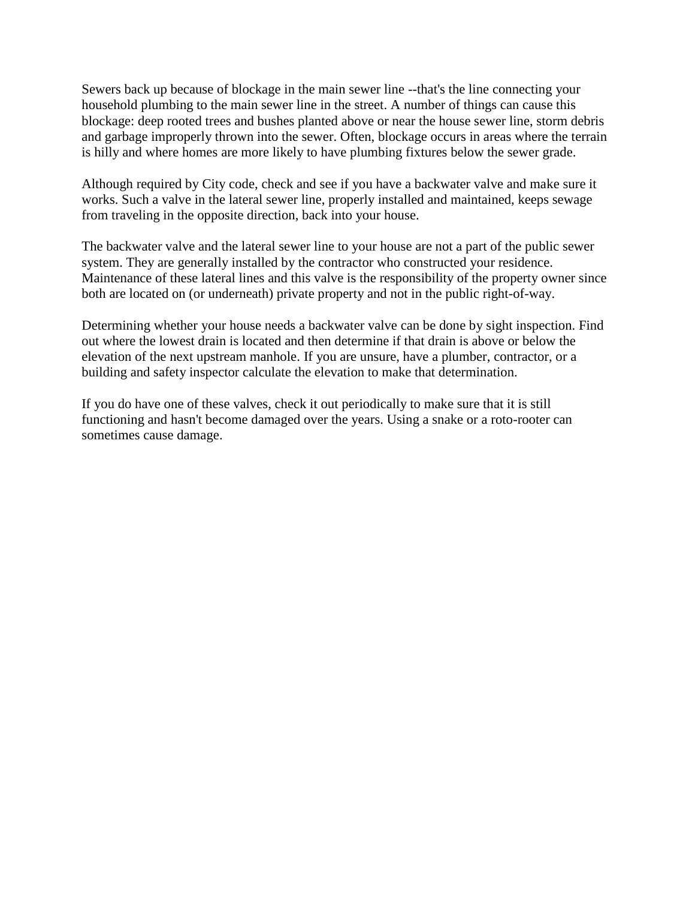Sewers back up because of blockage in the main sewer line --that's the line connecting your household plumbing to the main sewer line in the street. A number of things can cause this blockage: deep rooted trees and bushes planted above or near the house sewer line, storm debris and garbage improperly thrown into the sewer. Often, blockage occurs in areas where the terrain is hilly and where homes are more likely to have plumbing fixtures below the sewer grade.

Although required by City code, check and see if you have a backwater valve and make sure it works. Such a valve in the lateral sewer line, properly installed and maintained, keeps sewage from traveling in the opposite direction, back into your house.

The backwater valve and the lateral sewer line to your house are not a part of the public sewer system. They are generally installed by the contractor who constructed your residence. Maintenance of these lateral lines and this valve is the responsibility of the property owner since both are located on (or underneath) private property and not in the public right-of-way.

Determining whether your house needs a backwater valve can be done by sight inspection. Find out where the lowest drain is located and then determine if that drain is above or below the elevation of the next upstream manhole. If you are unsure, have a plumber, contractor, or a building and safety inspector calculate the elevation to make that determination.

If you do have one of these valves, check it out periodically to make sure that it is still functioning and hasn't become damaged over the years. Using a snake or a roto-rooter can sometimes cause damage.